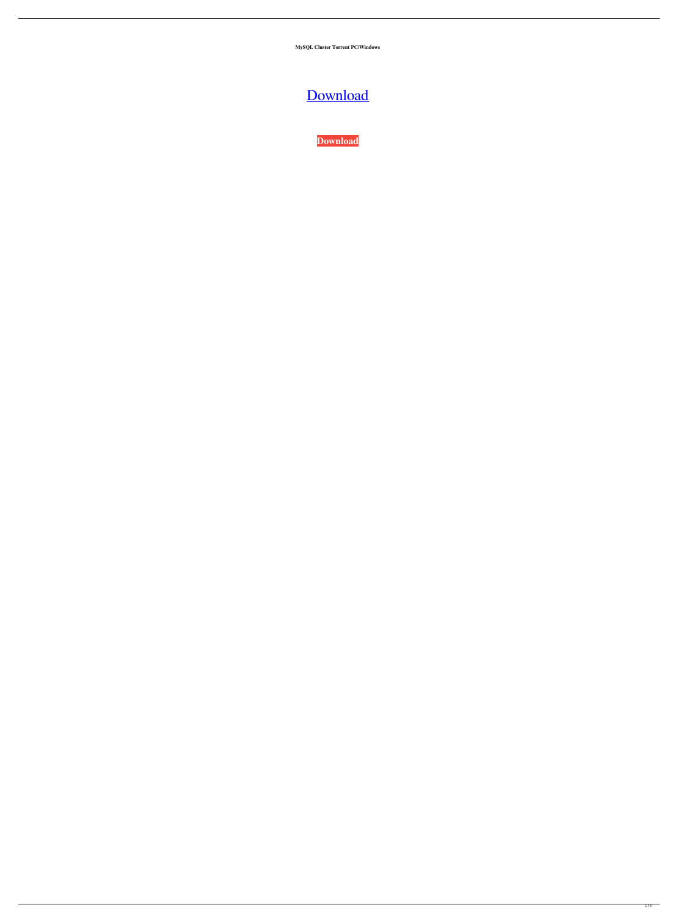**MySQL Cluster Torrent PC/Windows**

[Download](#)

**Download**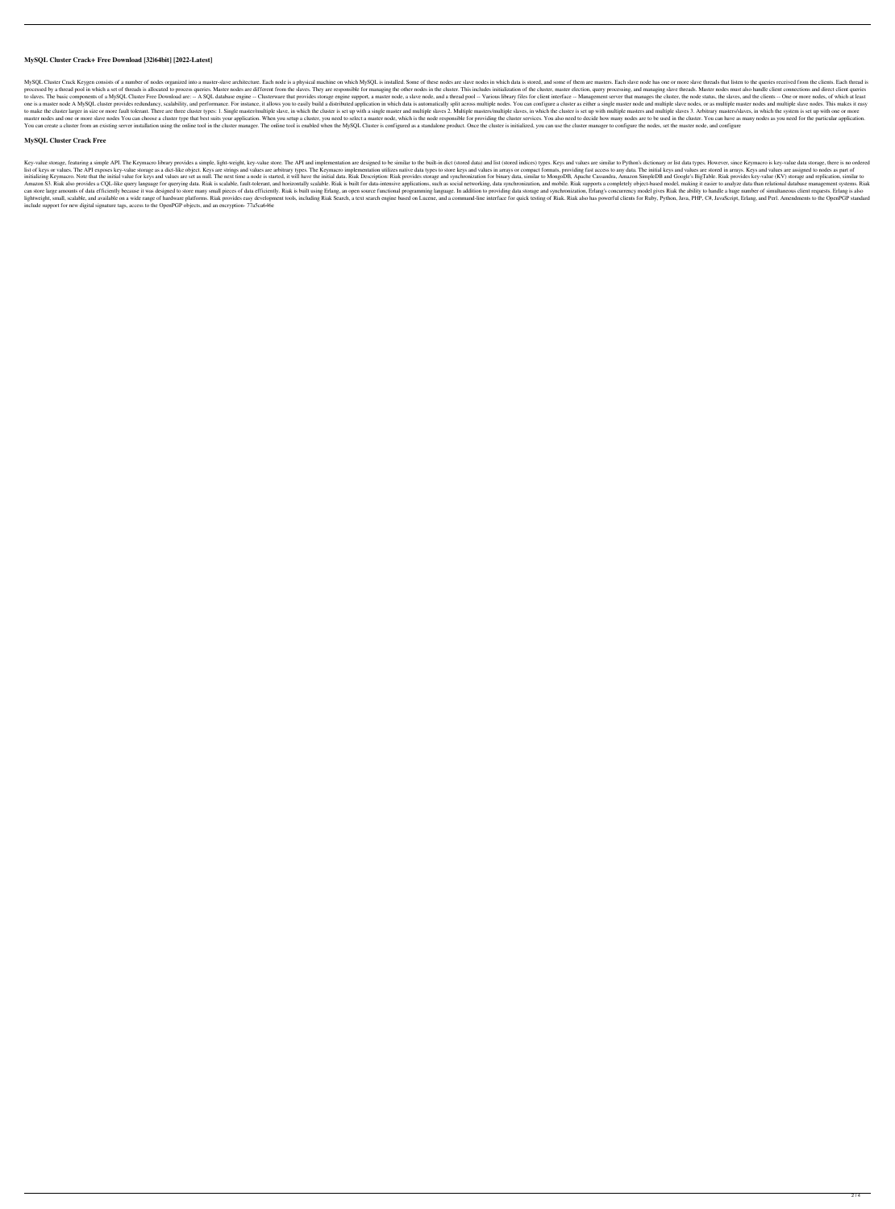## MySQL Cluster Crack+ Free Download [32|64bit] [2022-Latest]

MySQL Cluster Crack Keygen consists of a number of nodes organized into a master-slave architecture. Each node is a physical machine on which MySQL is installed. Some of these nodes are slave nodes in which data is stored, and some of them are masters. Each slave node has one or more slave threads that listen to the queries received from the clients. Each thread is processed by a thread pool in which a set of threads is allocated to process queries. Master nodes are different from the slaves. They are responsible for managing the other nodes in the cluster. This includes initialization of the cluster, master election, query processing, and managing slave threads. Master nodes must also handle client connections and direct client queries to slaves. The basic components of a MySQL Cluster Free Download are: -- A SQL database engine -- Clusterware that provides storage engine support, a master node, a slave node, and a thread pool -- Various library files for client interface -- Management server that manages the cluster, the node status, the slaves, and the clients -- One or more nodes, of which at least one is a master node A MySQL cluster provides redundancy, scalability, and performance. For instance, it allows you to easily build a distributed application in which data is automatically split across multiple nodes. You can configure a cluster as either a single master node and multiple slave nodes, or as multiple master nodes and multiple slave nodes. This makes it easy to make the cluster larger in size or more fault tolerant. There are three cluster types: 1. Single master/multiple slave, in which the cluster is set up with a single master and multiple slaves 2. Multiple masters/multiple slaves, in which the cluster is set up with multiple masters and multiple slaves 3. Arbitrary masters/slaves, in which the system is set up with one or more master nodes and one or more slave nodes You can choose a cluster type that best suits your application. When you setup a cluster, you need to select a master node, which is the node responsible for providing the cluster services. You also need to decide how many nodes are to be used in the cluster. You can have as many nodes as you need for the particular application. You can create a cluster from an existing server installation using the online tool in the cluster manager. The online tool is enabled when the MySQL Cluster is configured as a standalone product. Once the cluster is initialized, you can use the cluster manager to configure the nodes, set the master node, and configure

## MySQL Cluster Crack Free

Key-value storage, featuring a simple API. The Keymacro library provides a simple, light-weight, key-value store. The API and implementation are designed to be similar to the built-in dict (stored data) and list (stored indices) types. Keys and values are similar to Python's dictionary or list data types. However, since Keymacro is key-value data storage, there is no ordered list of keys or values. The API exposes key-value storage as a dict-like object. Keys are strings and values are arbitrary types. The Keymacro implementation utilizes native data types to store keys and values in arrays or compact formats, providing fast access to any data. The initial keys and values are stored in arrays. Keys and values are assigned to nodes as part of initializing Keymacro. Note that the initial value for keys and values are set as null. The next time a node is started, it will have the initial data. Riak Description: Riak provides storage and synchronization for binary data, similar to MongoDB, Apache Cassandra, Amazon SimpleDB and Google's BigTable. Riak provides key-value (KV) storage and replication, similar to Amazon S3. Riak also provides a CQL-like query language for querying data. Riak is scalable, fault-tolerant, and horizontally scalable. Riak is built for data-intensive applications, such as social networking, data synchronization, and mobile. Riak supports a completely object-based model, making it easier to analyze data than relational database management systems. Riak can store large amounts of data efficiently because it was designed to store many small pieces of data efficiently. Riak is built using Erlang, an open source functional programming language. In addition to providing data storage and synchronization, Erlang's concurrency model gives Riak the ability to handle a huge number of simultaneous client requests. Erlang is also lightweight, small, scalable, and available on a wide range of hardware platforms. Riak provides easy development tools, including Riak Search, a text search engine based on Lucene, and a command-line interface for quick testing of Riak. Riak also has powerful clients for Ruby, Python, Java, PHP, C#, JavaScript, Erlang, and Perl. Amendments to the OpenPGP standard include support for new digital signature tags, access to the OpenPGP objects, and an encryption- 77a5ca646e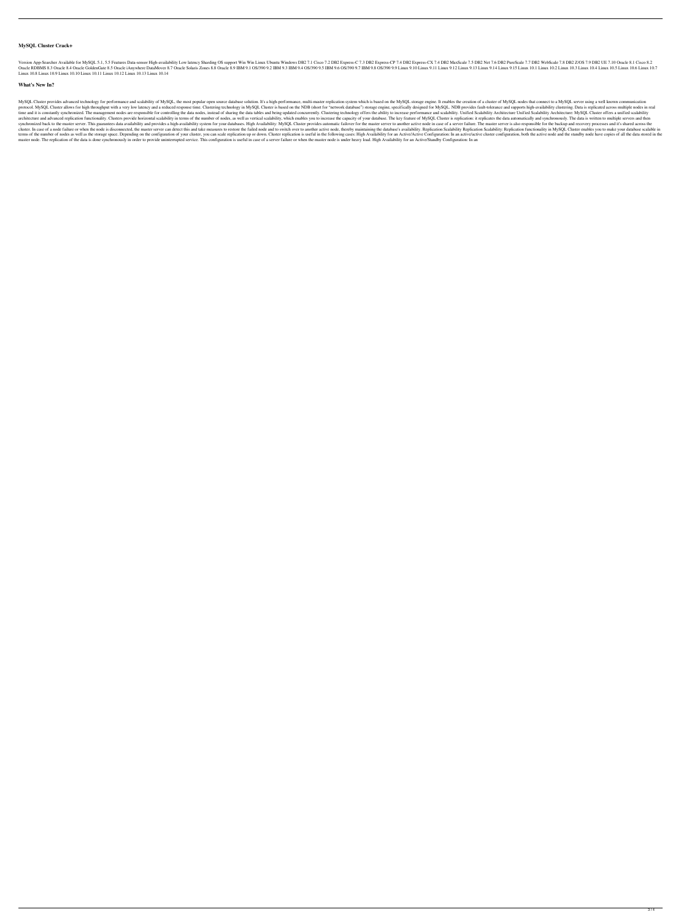## MySQL Cluster Crack+

Version App-Searcher Available for MySQL 5.1, 5.5 Features Data-sensor High-availability Low latency Sharding OS support Win Win Linux Ubuntu Windows DB2 7.1 Cisco 7.2 DB2 Express-C 7.3 DB2 Express-CP 7.4 DB2 Express-CX 7.4 DB2 MaxScale 7.5 DB2 Net 7.6 DB2 PureScale 7.7 DB2 WebScale 7.8 DB2 Z/OS 7.9 DB2 UE 7.10 Oracle 8.1 Cisco 8.2 Oracle RDBMS 8.3 Oracle 8.4 Oracle GoldenGate 8.5 Oracle iAnywhere DataMover 8.7 Oracle Solaris Zones 8.8 Oracle 8.9 IBM 9.1 OS/390 9.2 IBM 9.3 IBM 9.4 OS/390 9.5 IBM 9.6 OS/390 9.7 IBM 9.8 OS/390 9.9 Linux 9.10 Linux 9.11 Linux 9.12 Linux 9.13 Linux 9.14 Linux 9.15 Linux 10.1 Linux 10.2 Linux 10.3 Linux 10.4 Linux 10.5 Linux 10.6 Linux 10.7 Linux 10.8 Linux 10.9 Linux 10.10 Linux 10.11 Linux 10.12 Linux 10.13 Linux 10.14

## What's New In?

MySQL Cluster provides advanced technology for performance and scalability of MySQL, the most popular open source database solution. It's a high-performance, multi-master replication system which is based on the MySQL storage engine. It enables the creation of a cluster of MySQL nodes that connect to a MySQL server using a well known communication protocol. MySQL Cluster allows for high throughput with a very low latency and a reduced response time. Clustering technology in MySQL Cluster is based on the NDB (short for "network database") storage engine, specifically designed for MySQL. NDB provides fault-tolerance and supports high-availability clustering. Data is replicated across multiple nodes in real time and it is constantly synchronized. The management nodes are responsible for controlling the data nodes, instead of sharing the data tables and being updated concurrently. Clustering technology offers the ability to increase performance and scalability. Unified Scalability Architecture Unified Scalability Architecture: MySQL Cluster offers a unified scalability architecture and advanced replication functionality. Clusters provide horizontal scalability in terms of the number of nodes, as well as vertical scalability, which enables you to increase the capacity of your database. The key feature of MySQL Cluster is replication: it replicates the data automatically and synchronously. The data is written to multiple servers and then synchronized back to the master server. This guarantees data availability and provides a high-availability system for your databases. High Availability: MySQL Cluster provides automatic failover for the master server to another active node in case of a server failure. The master server is also responsible for the backup and recovery processes and it's shared across the cluster. In case of a node failure or when the node is disconnected, the master server can detect this and take measures to restore the failed node and to switch over to another active node, thereby maintaining the database's availability. Replication Scalability Replication Scalability: Replication functionality in MySQL Cluster enables you to make your database scalable in terms of the number of nodes as well as the storage space. Depending on the configuration of your cluster, you can scale replication up or down. Cluster replication is useful in the following cases: High Availability for an Active/Active Configuration: In an active/active cluster configuration, both the active node and the standby node have copies of all the data stored in the master node. The replication of the data is done synchronously in order to provide uninterrupted service. This configuration is useful in case of a server failure or when the master node is under heavy load. High Availability for an Active/Standby Configuration: In an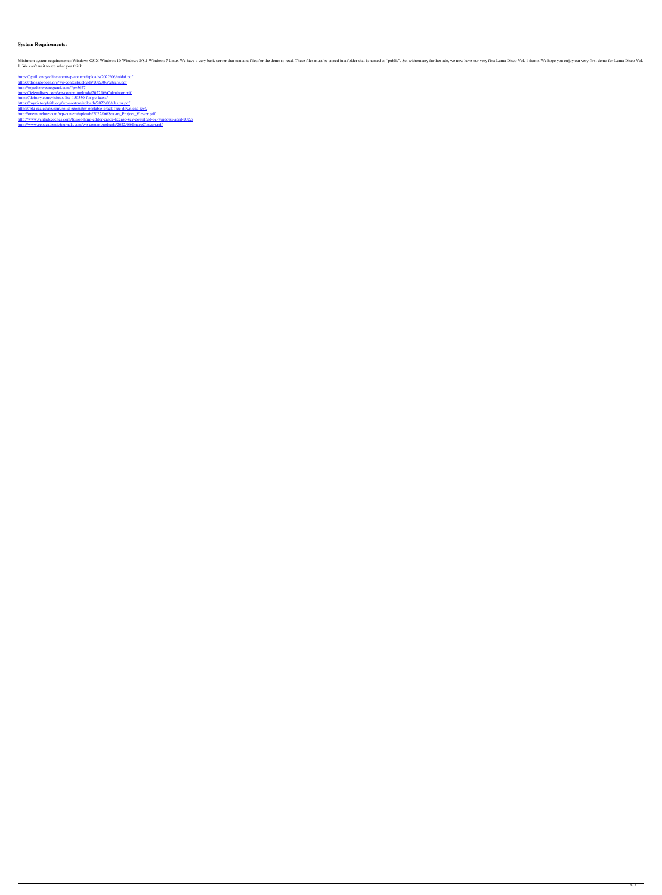**System Requirements:**

Minimum system requirements: Windows OS X Windows 10 Windows 8/8.1 Windows 7 Linux We have a very basic server that contains files for the demo to read. These files must be stored in a folder that is named as "public". So, without any further ado, we now have our very first Luma Disco Vol. 1 demo. We hope you enjoy our very first demo for Luma Disco Vol. 1. We can't wait to see what you think

https://getfluencyonline.com/wp-content/uploads/2022/06/saidai.pdf
https://drogadoboga.org/wp-content/uploads/2022/06/catrage.pdf
http://togetherwearegrand.com/?p=5677
https://jelenalistes.com/wp-content/uploads/2022/06/Calculator.pdf
https://doitory.com/visitrax-lite-150330-for-pc-latest/
https://myvictoryfaith.org/wp-content/uploads/2022/06/alasjus.pdf
https://blu-realestate.com/solid-geometry-portable-crack-free-download-x64/
http://onemorelure.com/wp-content/uploads/2022/06/Seavus_Project_Viewer.pdf
http://www.ventadecoches.com/fusion-html-editor-crack-license-key-download-pc-windows-april-2022/
http://www.genesisacademicjournals.com/wp-content/uploads/2022/06/ImageConvert.pdf